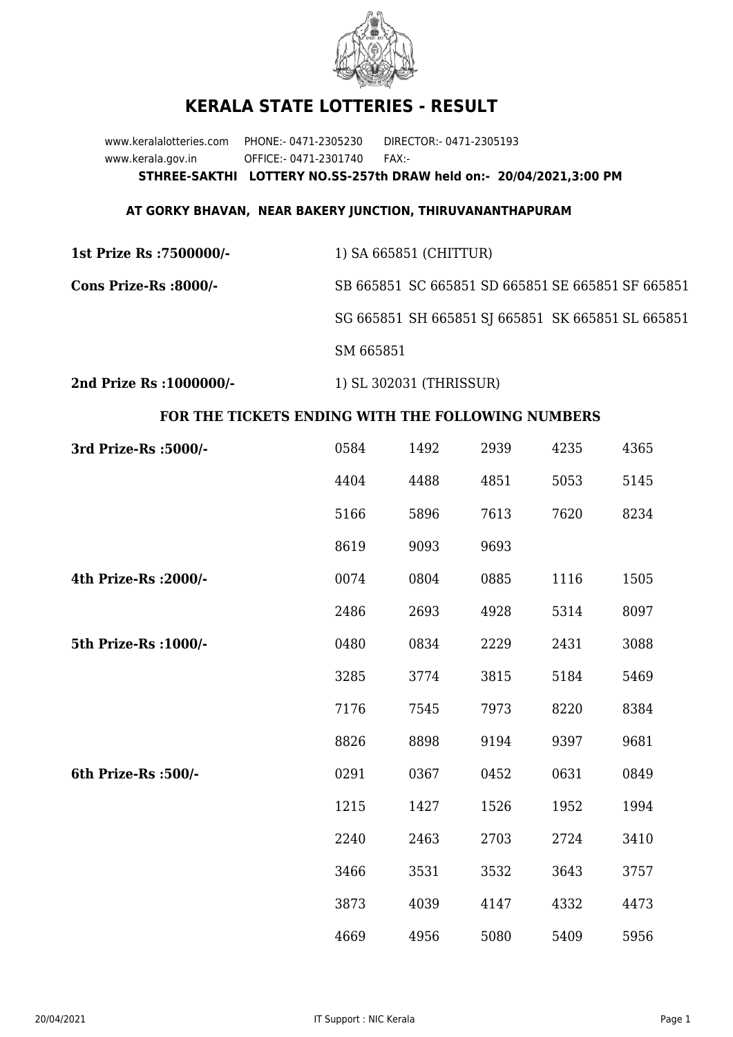# KERALA STATE LOTTERIES - RESULT

www.keralalotteries.com PHONE:- 0471-2305230 DIRECTOR:- 0471-2305193
www.kerala.gov.in OFFICE:- 0471-2301740 FAX:-

**STHREE-SAKTHI LOTTERY NO.SS-257th DRAW held on:- 20/04/2021,3:00 PM**

**AT GORKY BHAVAN, NEAR BAKERY JUNCTION, THIRUVANANTHAPURAM**

| | |
|---|---|
| **1st Prize Rs :7500000/-** | 1) SA 665851 (CHITTUR) |
| **Cons Prize-Rs :8000/-** | SB 665851 SC 665851 SD 665851 SE 665851 SF 665851 |
| | SG 665851 SH 665851 SJ 665851 SK 665851 SL 665851 |
| | SM 665851 |
| **2nd Prize Rs :1000000/-** | 1) SL 302031 (THRISSUR) |

**FOR THE TICKETS ENDING WITH THE FOLLOWING NUMBERS**

| | | | | | |
|---|---|---|---|---|---|
| **3rd Prize-Rs :5000/-** | 0584 | 1492 | 2939 | 4235 | 4365 |
| | 4404 | 4488 | 4851 | 5053 | 5145 |
| | 5166 | 5896 | 7613 | 7620 | 8234 |
| | 8619 | 9093 | 9693 | | |
| **4th Prize-Rs :2000/-** | 0074 | 0804 | 0885 | 1116 | 1505 |
| | 2486 | 2693 | 4928 | 5314 | 8097 |
| **5th Prize-Rs :1000/-** | 0480 | 0834 | 2229 | 2431 | 3088 |
| | 3285 | 3774 | 3815 | 5184 | 5469 |
| | 7176 | 7545 | 7973 | 8220 | 8384 |
| | 8826 | 8898 | 9194 | 9397 | 9681 |
| **6th Prize-Rs :500/-** | 0291 | 0367 | 0452 | 0631 | 0849 |
| | 1215 | 1427 | 1526 | 1952 | 1994 |
| | 2240 | 2463 | 2703 | 2724 | 3410 |
| | 3466 | 3531 | 3532 | 3643 | 3757 |
| | 3873 | 4039 | 4147 | 4332 | 4473 |
| | 4669 | 4956 | 5080 | 5409 | 5956 |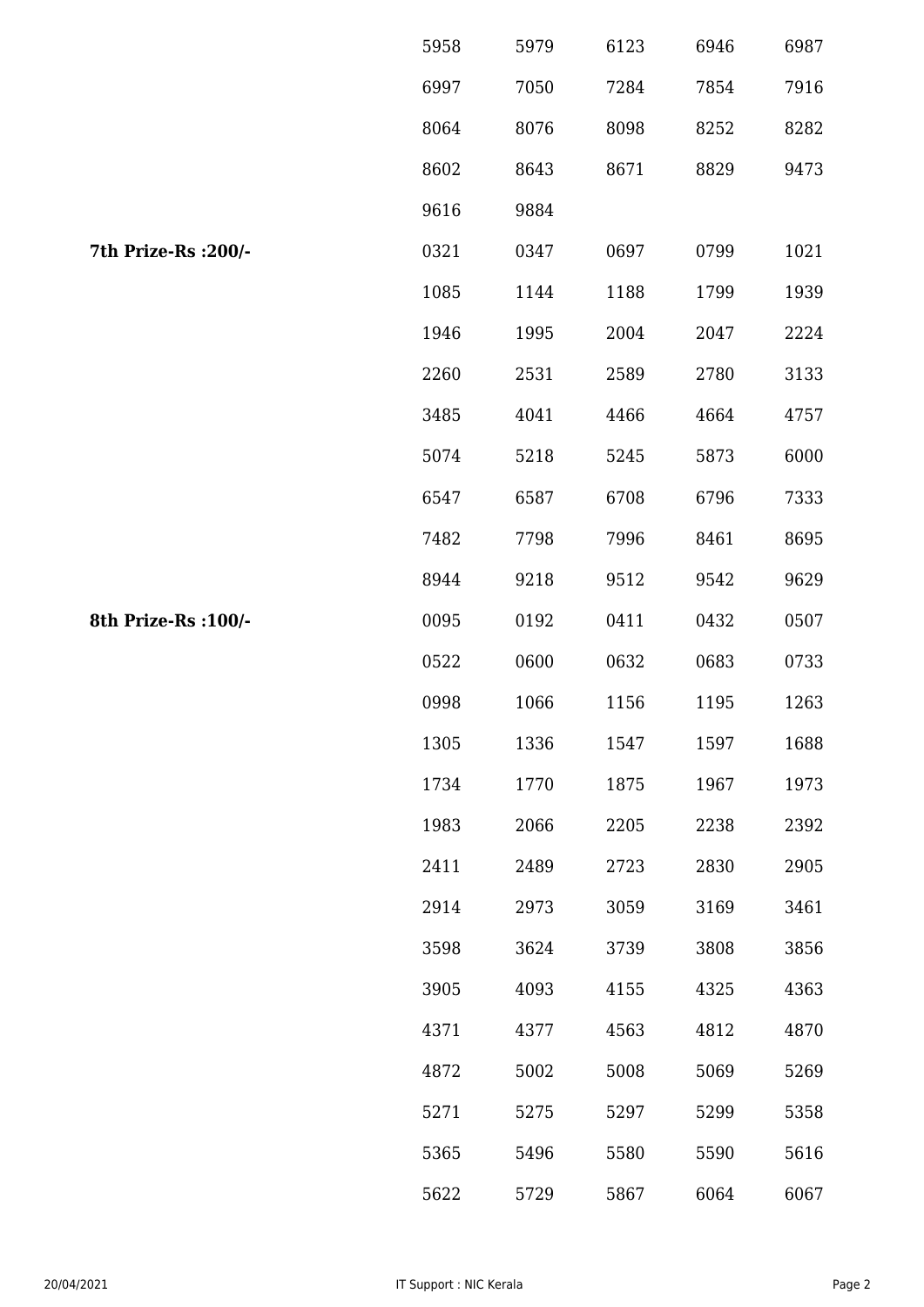| | | | | | |
|---|---|---|---|---|---|
| | 5958 | 5979 | 6123 | 6946 | 6987 |
| | 6997 | 7050 | 7284 | 7854 | 7916 |
| | 8064 | 8076 | 8098 | 8252 | 8282 |
| | 8602 | 8643 | 8671 | 8829 | 9473 |
| | 9616 | 9884 | | | |
| **7th Prize-Rs :200/-** | 0321 | 0347 | 0697 | 0799 | 1021 |
| | 1085 | 1144 | 1188 | 1799 | 1939 |
| | 1946 | 1995 | 2004 | 2047 | 2224 |
| | 2260 | 2531 | 2589 | 2780 | 3133 |
| | 3485 | 4041 | 4466 | 4664 | 4757 |
| | 5074 | 5218 | 5245 | 5873 | 6000 |
| | 6547 | 6587 | 6708 | 6796 | 7333 |
| | 7482 | 7798 | 7996 | 8461 | 8695 |
| | 8944 | 9218 | 9512 | 9542 | 9629 |
| **8th Prize-Rs :100/-** | 0095 | 0192 | 0411 | 0432 | 0507 |
| | 0522 | 0600 | 0632 | 0683 | 0733 |
| | 0998 | 1066 | 1156 | 1195 | 1263 |
| | 1305 | 1336 | 1547 | 1597 | 1688 |
| | 1734 | 1770 | 1875 | 1967 | 1973 |
| | 1983 | 2066 | 2205 | 2238 | 2392 |
| | 2411 | 2489 | 2723 | 2830 | 2905 |
| | 2914 | 2973 | 3059 | 3169 | 3461 |
| | 3598 | 3624 | 3739 | 3808 | 3856 |
| | 3905 | 4093 | 4155 | 4325 | 4363 |
| | 4371 | 4377 | 4563 | 4812 | 4870 |
| | 4872 | 5002 | 5008 | 5069 | 5269 |
| | 5271 | 5275 | 5297 | 5299 | 5358 |
| | 5365 | 5496 | 5580 | 5590 | 5616 |
| | 5622 | 5729 | 5867 | 6064 | 6067 |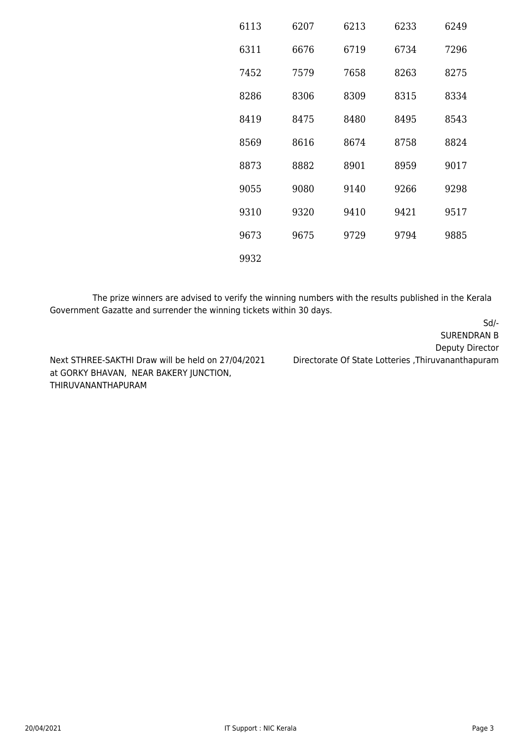| | | | | |
|---|---|---|---|---|
| 6113 | 6207 | 6213 | 6233 | 6249 |
| 6311 | 6676 | 6719 | 6734 | 7296 |
| 7452 | 7579 | 7658 | 8263 | 8275 |
| 8286 | 8306 | 8309 | 8315 | 8334 |
| 8419 | 8475 | 8480 | 8495 | 8543 |
| 8569 | 8616 | 8674 | 8758 | 8824 |
| 8873 | 8882 | 8901 | 8959 | 9017 |
| 9055 | 9080 | 9140 | 9266 | 9298 |
| 9310 | 9320 | 9410 | 9421 | 9517 |
| 9673 | 9675 | 9729 | 9794 | 9885 |
| 9932 | | | | |

The prize winners are advised to verify the winning numbers with the results published in the Kerala Government Gazatte and surrender the winning tickets within 30 days.

Sd/-
SURENDRAN B
Deputy Director
Directorate Of State Lotteries ,Thiruvananthapuram

Next STHREE-SAKTHI Draw will be held on 27/04/2021 at GORKY BHAVAN, NEAR BAKERY JUNCTION, THIRUVANANTHAPURAM